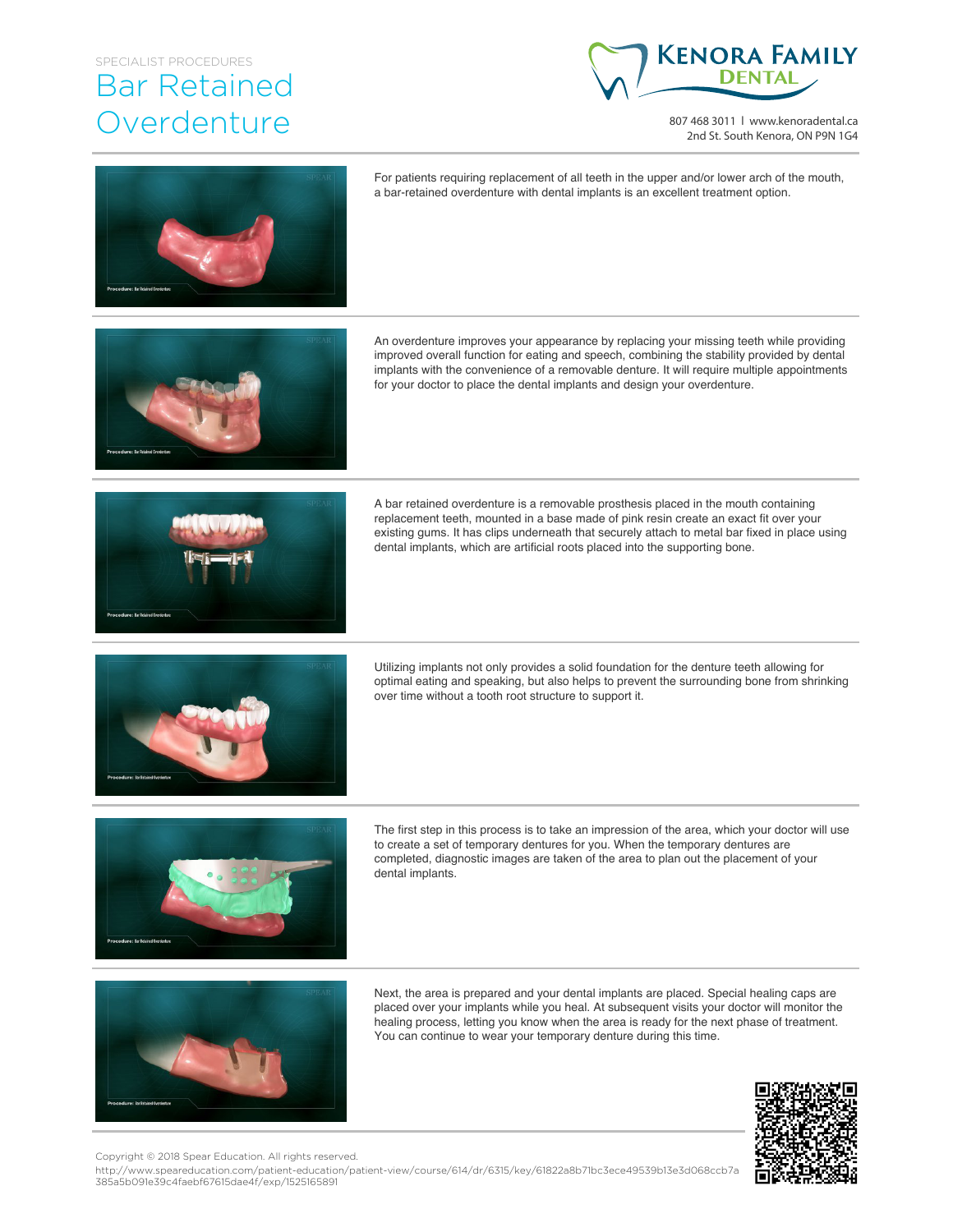SPECIALIST PROCEDURES

# Bar Retained Overdenture

**Kenora Family Dental**

807 468 3011 | www.kenoradental.ca
2nd St. South Kenora, ON P9N 1G4

For patients requiring replacement of all teeth in the upper and/or lower arch of the mouth, a bar-retained overdenture with dental implants is an excellent treatment option.

An overdenture improves your appearance by replacing your missing teeth while providing improved overall function for eating and speech, combining the stability provided by dental implants with the convenience of a removable denture. It will require multiple appointments for your doctor to place the dental implants and design your overdenture.

A bar retained overdenture is a removable prosthesis placed in the mouth containing replacement teeth, mounted in a base made of pink resin create an exact fit over your existing gums. It has clips underneath that securely attach to metal bar fixed in place using dental implants, which are artificial roots placed into the supporting bone.

Utilizing implants not only provides a solid foundation for the denture teeth allowing for optimal eating and speaking, but also helps to prevent the surrounding bone from shrinking over time without a tooth root structure to support it.

The first step in this process is to take an impression of the area, which your doctor will use to create a set of temporary dentures for you. When the temporary dentures are completed, diagnostic images are taken of the area to plan out the placement of your dental implants.

Next, the area is prepared and your dental implants are placed. Special healing caps are placed over your implants while you heal. At subsequent visits your doctor will monitor the healing process, letting you know when the area is ready for the next phase of treatment. You can continue to wear your temporary denture during this time.

Copyright © 2018 Spear Education. All rights reserved.
http://www.speareducation.com/patient-education/patient-view/course/614/dr/6315/key/61822a8b71bc3ece49539b13e3d068ccb7a385a5b091e39c4faebf67615dae4f/exp/1525165891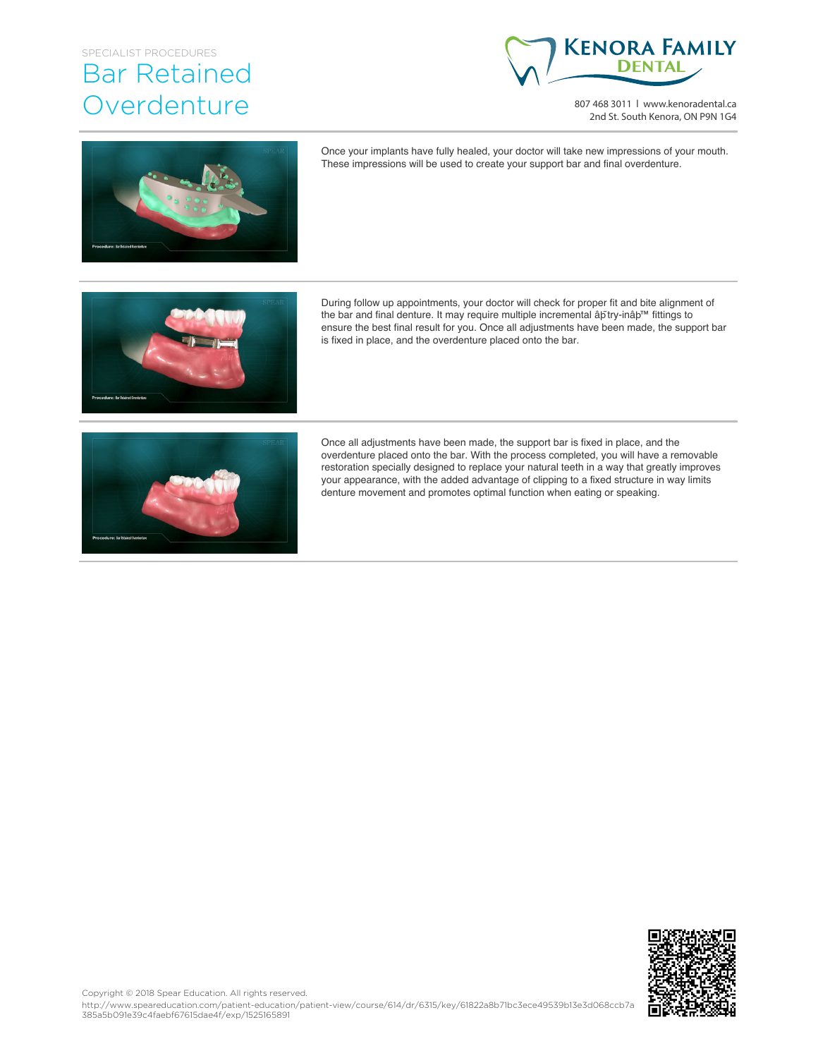SPECIALIST PROCEDURES

# Bar Retained Overdenture

KENORA FAMILY DENTAL

807 468 3011 | www.kenoradental.ca
2nd St. South Kenora, ON P9N 1G4

Once your implants have fully healed, your doctor will take new impressions of your mouth. These impressions will be used to create your support bar and final overdenture.

During follow up appointments, your doctor will check for proper fit and bite alignment of the bar and final denture. It may require multiple incremental âþ̄try-inâþ™ fittings to ensure the best final result for you. Once all adjustments have been made, the support bar is fixed in place, and the overdenture placed onto the bar.

Once all adjustments have been made, the support bar is fixed in place, and the overdenture placed onto the bar. With the process completed, you will have a removable restoration specially designed to replace your natural teeth in a way that greatly improves your appearance, with the added advantage of clipping to a fixed structure in way limits denture movement and promotes optimal function when eating or speaking.

Copyright © 2018 Spear Education. All rights reserved.
http://www.speareducation.com/patient-education/patient-view/course/614/dr/6315/key/61822a8b71bc3ece49539b13e3d068ccb7a385a5b091e39c4faebf67615dae4f/exp/1525165891